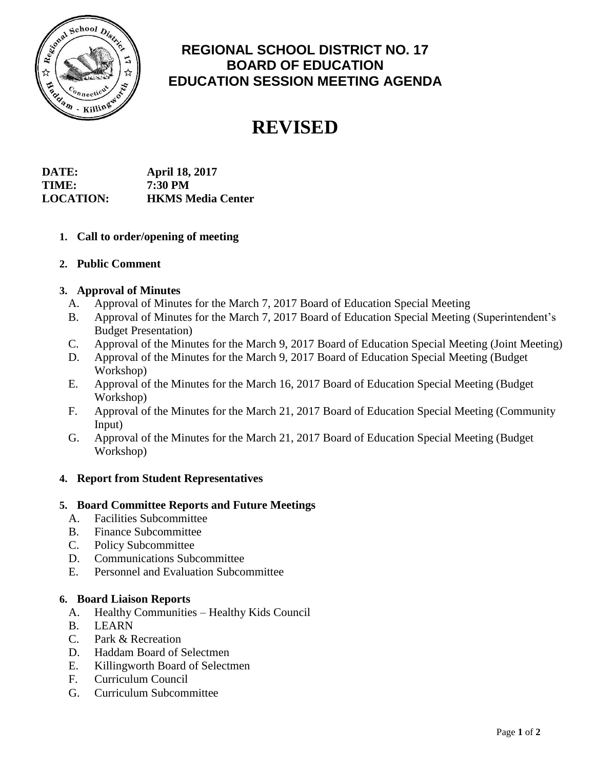# REGIONAL SCHOOL DISTRICT NO. 17
# BOARD OF EDUCATION
# EDUCATION SESSION MEETING AGENDA

# REVISED

**DATE:** **April 18, 2017**
**TIME:** **7:30 PM**
**LOCATION:** **HKMS Media Center**

1. **Call to order/opening of meeting**

2. **Public Comment**

3. **Approval of Minutes**
   A. Approval of Minutes for the March 7, 2017 Board of Education Special Meeting
   B. Approval of Minutes for the March 7, 2017 Board of Education Special Meeting (Superintendent's Budget Presentation)
   C. Approval of the Minutes for the March 9, 2017 Board of Education Special Meeting (Joint Meeting)
   D. Approval of the Minutes for the March 9, 2017 Board of Education Special Meeting (Budget Workshop)
   E. Approval of the Minutes for the March 16, 2017 Board of Education Special Meeting (Budget Workshop)
   F. Approval of the Minutes for the March 21, 2017 Board of Education Special Meeting (Community Input)
   G. Approval of the Minutes for the March 21, 2017 Board of Education Special Meeting (Budget Workshop)

4. **Report from Student Representatives**

5. **Board Committee Reports and Future Meetings**
   A. Facilities Subcommittee
   B. Finance Subcommittee
   C. Policy Subcommittee
   D. Communications Subcommittee
   E. Personnel and Evaluation Subcommittee

6. **Board Liaison Reports**
   A. Healthy Communities – Healthy Kids Council
   B. LEARN
   C. Park & Recreation
   D. Haddam Board of Selectmen
   E. Killingworth Board of Selectmen
   F. Curriculum Council
   G. Curriculum Subcommittee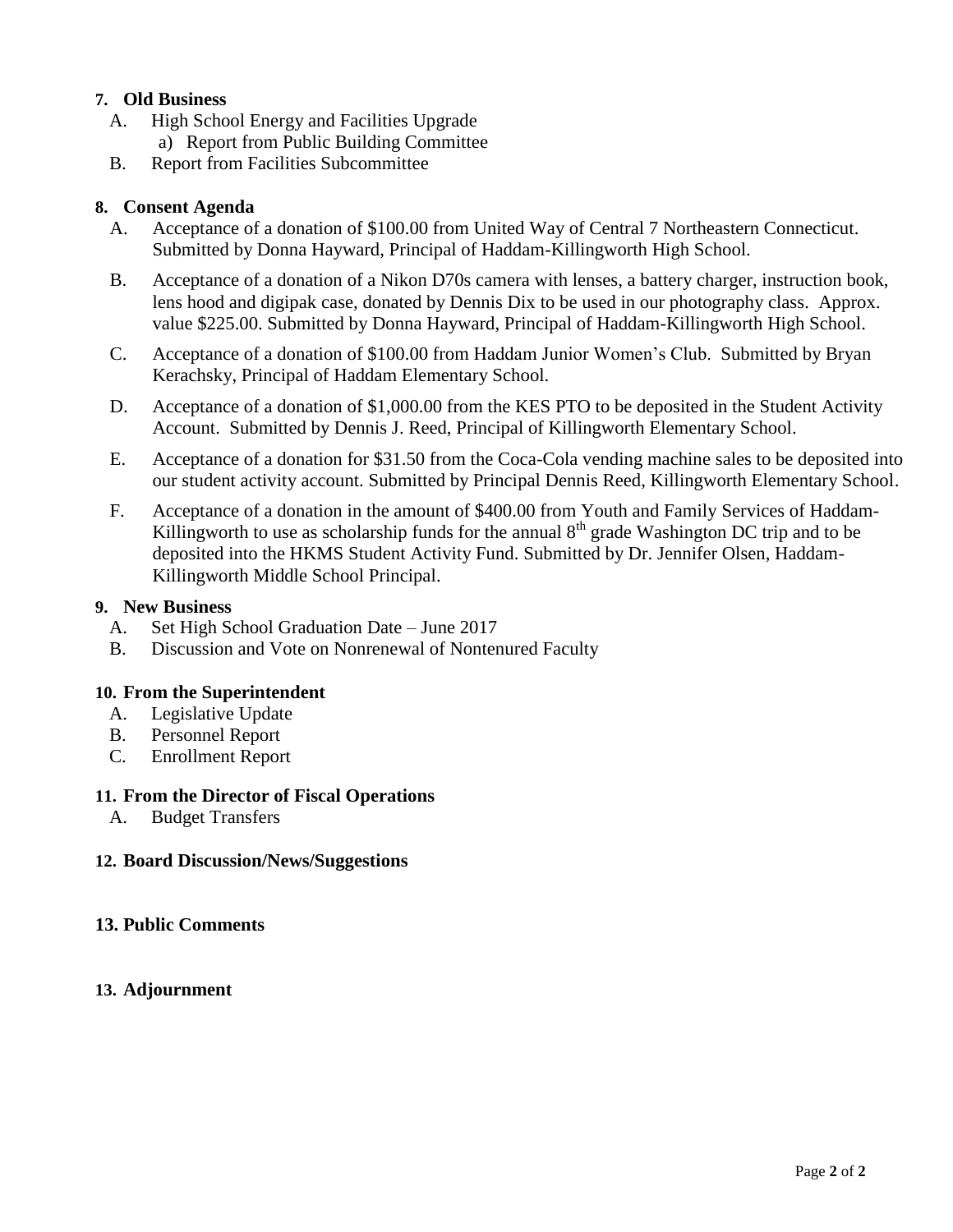## 7. Old Business

A. High School Energy and Facilities Upgrade
   a) Report from Public Building Committee

B. Report from Facilities Subcommittee

## 8. Consent Agenda

A. Acceptance of a donation of $100.00 from United Way of Central 7 Northeastern Connecticut. Submitted by Donna Hayward, Principal of Haddam-Killingworth High School.

B. Acceptance of a donation of a Nikon D70s camera with lenses, a battery charger, instruction book, lens hood and digipak case, donated by Dennis Dix to be used in our photography class. Approx. value $225.00. Submitted by Donna Hayward, Principal of Haddam-Killingworth High School.

C. Acceptance of a donation of $100.00 from Haddam Junior Women's Club. Submitted by Bryan Kerachsky, Principal of Haddam Elementary School.

D. Acceptance of a donation of $1,000.00 from the KES PTO to be deposited in the Student Activity Account. Submitted by Dennis J. Reed, Principal of Killingworth Elementary School.

E. Acceptance of a donation for $31.50 from the Coca-Cola vending machine sales to be deposited into our student activity account. Submitted by Principal Dennis Reed, Killingworth Elementary School.

F. Acceptance of a donation in the amount of $400.00 from Youth and Family Services of Haddam-Killingworth to use as scholarship funds for the annual 8th grade Washington DC trip and to be deposited into the HKMS Student Activity Fund. Submitted by Dr. Jennifer Olsen, Haddam-Killingworth Middle School Principal.

## 9. New Business

A. Set High School Graduation Date – June 2017

B. Discussion and Vote on Nonrenewal of Nontenured Faculty

## 10. From the Superintendent

A. Legislative Update

B. Personnel Report

C. Enrollment Report

## 11. From the Director of Fiscal Operations

A. Budget Transfers

## 12. Board Discussion/News/Suggestions

## 13. Public Comments

## 13. Adjournment